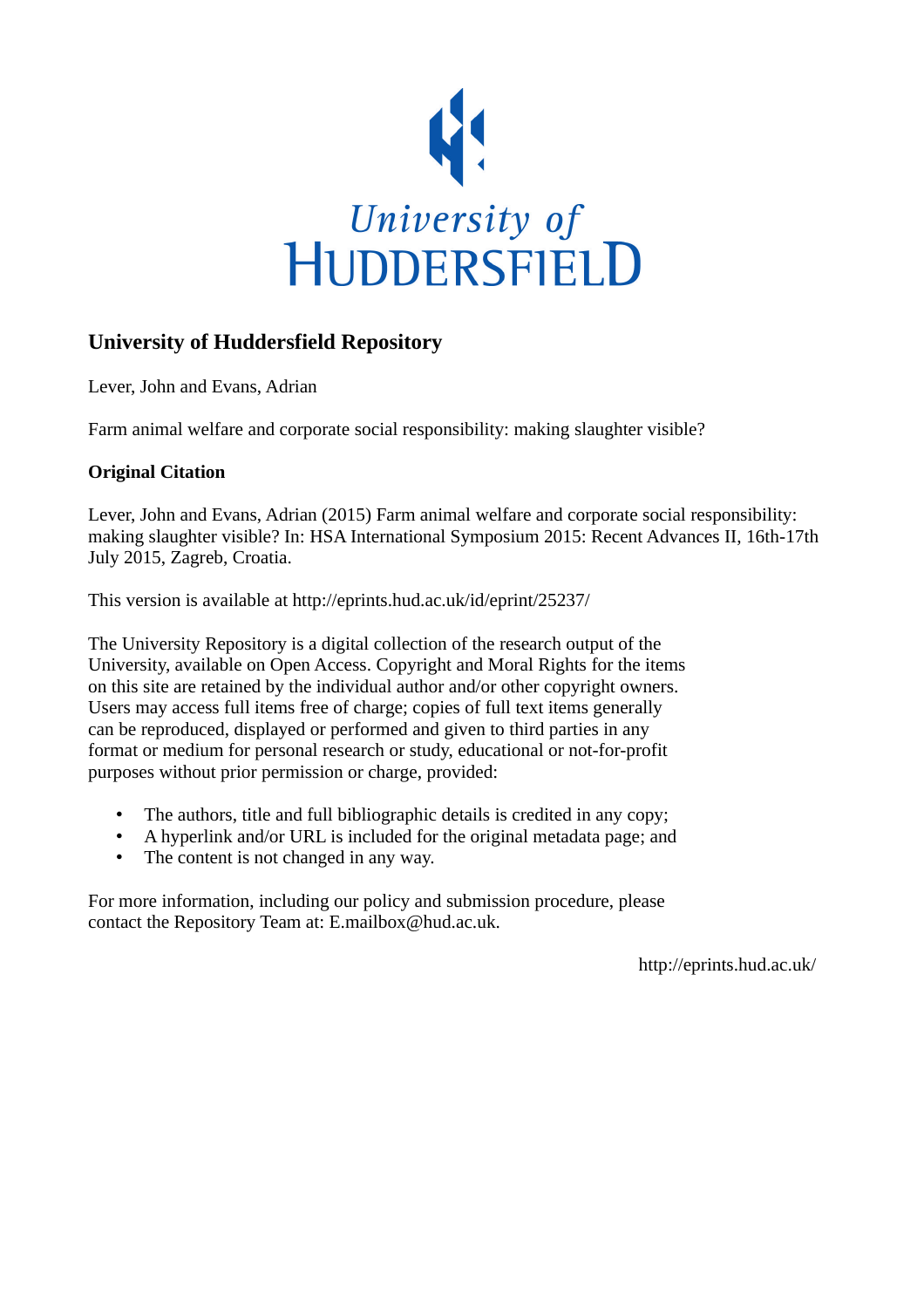University of Huddersfield

# University of Huddersfield Repository

Lever, John and Evans, Adrian

Farm animal welfare and corporate social responsibility: making slaughter visible?

## Original Citation

Lever, John and Evans, Adrian (2015) Farm animal welfare and corporate social responsibility: making slaughter visible? In: HSA International Symposium 2015: Recent Advances II, 16th-17th July 2015, Zagreb, Croatia.

This version is available at http://eprints.hud.ac.uk/id/eprint/25237/

The University Repository is a digital collection of the research output of the University, available on Open Access. Copyright and Moral Rights for the items on this site are retained by the individual author and/or other copyright owners. Users may access full items free of charge; copies of full text items generally can be reproduced, displayed or performed and given to third parties in any format or medium for personal research or study, educational or not-for-profit purposes without prior permission or charge, provided:

- The authors, title and full bibliographic details is credited in any copy;
- A hyperlink and/or URL is included for the original metadata page; and
- The content is not changed in any way.

For more information, including our policy and submission procedure, please contact the Repository Team at: E.mailbox@hud.ac.uk.

http://eprints.hud.ac.uk/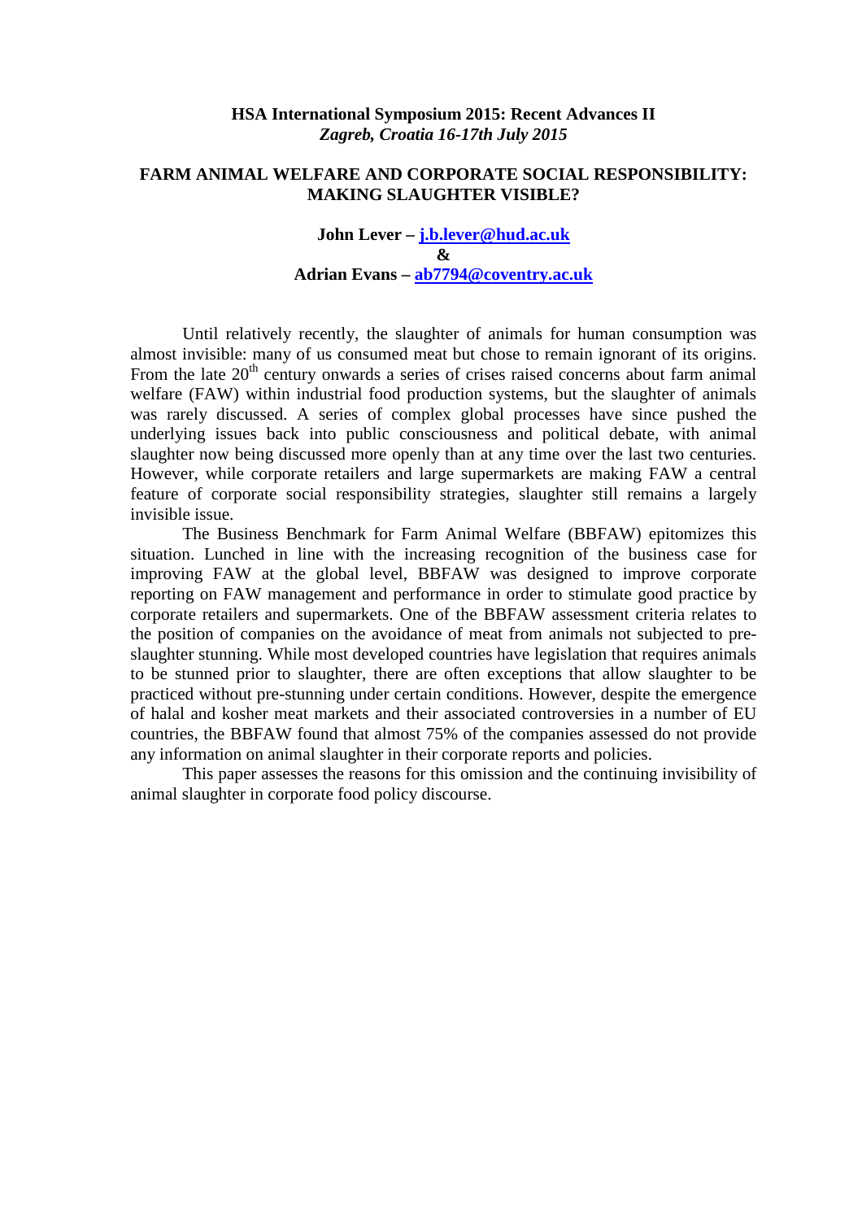**HSA International Symposium 2015: Recent Advances II**
***Zagreb, Croatia 16-17th July 2015***

# FARM ANIMAL WELFARE AND CORPORATE SOCIAL RESPONSIBILITY: MAKING SLAUGHTER VISIBLE?

**John Lever – [j.b.lever@hud.ac.uk](mailto:j.b.lever@hud.ac.uk)**
**&**
**Adrian Evans – [ab7794@coventry.ac.uk](mailto:ab7794@coventry.ac.uk)**

Until relatively recently, the slaughter of animals for human consumption was almost invisible: many of us consumed meat but chose to remain ignorant of its origins. From the late 20th century onwards a series of crises raised concerns about farm animal welfare (FAW) within industrial food production systems, but the slaughter of animals was rarely discussed. A series of complex global processes have since pushed the underlying issues back into public consciousness and political debate, with animal slaughter now being discussed more openly than at any time over the last two centuries. However, while corporate retailers and large supermarkets are making FAW a central feature of corporate social responsibility strategies, slaughter still remains a largely invisible issue.

The Business Benchmark for Farm Animal Welfare (BBFAW) epitomizes this situation. Lunched in line with the increasing recognition of the business case for improving FAW at the global level, BBFAW was designed to improve corporate reporting on FAW management and performance in order to stimulate good practice by corporate retailers and supermarkets. One of the BBFAW assessment criteria relates to the position of companies on the avoidance of meat from animals not subjected to pre-slaughter stunning. While most developed countries have legislation that requires animals to be stunned prior to slaughter, there are often exceptions that allow slaughter to be practiced without pre-stunning under certain conditions. However, despite the emergence of halal and kosher meat markets and their associated controversies in a number of EU countries, the BBFAW found that almost 75% of the companies assessed do not provide any information on animal slaughter in their corporate reports and policies.

This paper assesses the reasons for this omission and the continuing invisibility of animal slaughter in corporate food policy discourse.